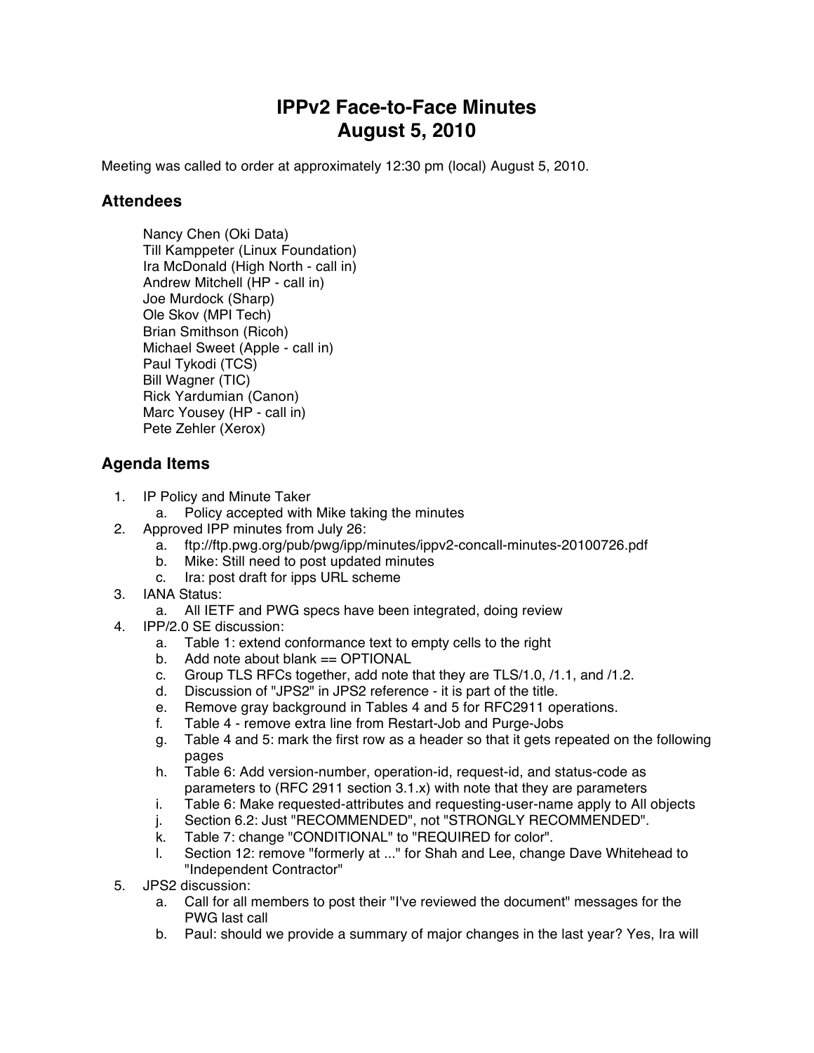# IPPv2 Face-to-Face Minutes
# August 5, 2010

Meeting was called to order at approximately 12:30 pm (local) August 5, 2010.

## Attendees

Nancy Chen (Oki Data)
Till Kamppeter (Linux Foundation)
Ira McDonald (High North - call in)
Andrew Mitchell (HP - call in)
Joe Murdock (Sharp)
Ole Skov (MPI Tech)
Brian Smithson (Ricoh)
Michael Sweet (Apple - call in)
Paul Tykodi (TCS)
Bill Wagner (TIC)
Rick Yardumian (Canon)
Marc Yousey (HP - call in)
Pete Zehler (Xerox)

## Agenda Items

1. IP Policy and Minute Taker
   a. Policy accepted with Mike taking the minutes
2. Approved IPP minutes from July 26:
   a. ftp://ftp.pwg.org/pub/pwg/ipp/minutes/ippv2-concall-minutes-20100726.pdf
   b. Mike: Still need to post updated minutes
   c. Ira: post draft for ipps URL scheme
3. IANA Status:
   a. All IETF and PWG specs have been integrated, doing review
4. IPP/2.0 SE discussion:
   a. Table 1: extend conformance text to empty cells to the right
   b. Add note about blank == OPTIONAL
   c. Group TLS RFCs together, add note that they are TLS/1.0, /1.1, and /1.2.
   d. Discussion of "JPS2" in JPS2 reference - it is part of the title.
   e. Remove gray background in Tables 4 and 5 for RFC2911 operations.
   f. Table 4 - remove extra line from Restart-Job and Purge-Jobs
   g. Table 4 and 5: mark the first row as a header so that it gets repeated on the following pages
   h. Table 6: Add version-number, operation-id, request-id, and status-code as parameters to (RFC 2911 section 3.1.x) with note that they are parameters
   i. Table 6: Make requested-attributes and requesting-user-name apply to All objects
   j. Section 6.2: Just "RECOMMENDED", not "STRONGLY RECOMMENDED".
   k. Table 7: change "CONDITIONAL" to "REQUIRED for color".
   l. Section 12: remove "formerly at ..." for Shah and Lee, change Dave Whitehead to "Independent Contractor"
5. JPS2 discussion:
   a. Call for all members to post their "I've reviewed the document" messages for the PWG last call
   b. Paul: should we provide a summary of major changes in the last year? Yes, Ira will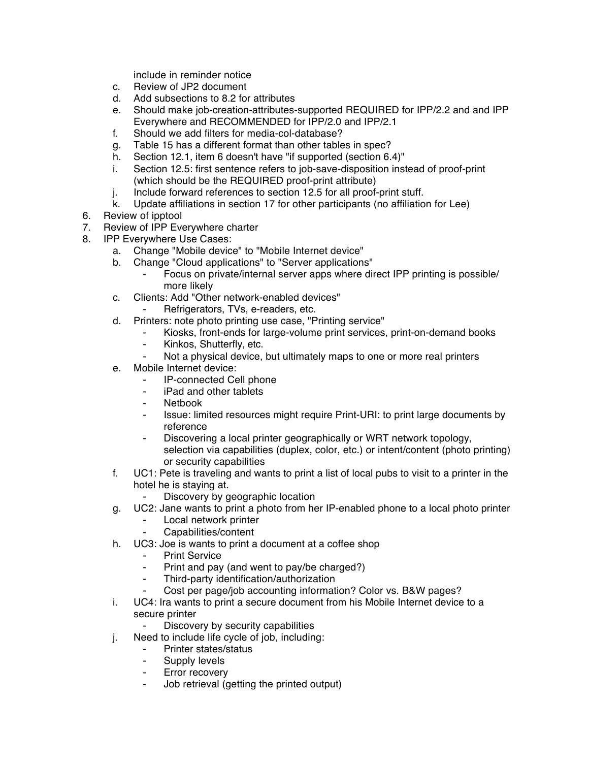include in reminder notice

   c. Review of JP2 document
   d. Add subsections to 8.2 for attributes
   e. Should make job-creation-attributes-supported REQUIRED for IPP/2.2 and and IPP Everywhere and RECOMMENDED for IPP/2.0 and IPP/2.1
   f. Should we add filters for media-col-database?
   g. Table 15 has a different format than other tables in spec?
   h. Section 12.1, item 6 doesn't have "if supported (section 6.4)"
   i. Section 12.5: first sentence refers to job-save-disposition instead of proof-print (which should be the REQUIRED proof-print attribute)
   j. Include forward references to section 12.5 for all proof-print stuff.
   k. Update affiliations in section 17 for other participants (no affiliation for Lee)

6. Review of ipptool
7. Review of IPP Everywhere charter
8. IPP Everywhere Use Cases:
   a. Change "Mobile device" to "Mobile Internet device"
   b. Change "Cloud applications" to "Server applications"
      - Focus on private/internal server apps where direct IPP printing is possible/ more likely
   c. Clients: Add "Other network-enabled devices"
      - Refrigerators, TVs, e-readers, etc.
   d. Printers: note photo printing use case, "Printing service"
      - Kiosks, front-ends for large-volume print services, print-on-demand books
      - Kinkos, Shutterfly, etc.
      - Not a physical device, but ultimately maps to one or more real printers
   e. Mobile Internet device:
      - IP-connected Cell phone
      - iPad and other tablets
      - Netbook
      - Issue: limited resources might require Print-URI: to print large documents by reference
      - Discovering a local printer geographically or WRT network topology, selection via capabilities (duplex, color, etc.) or intent/content (photo printing) or security capabilities
   f. UC1: Pete is traveling and wants to print a list of local pubs to visit to a printer in the hotel he is staying at.
      - Discovery by geographic location
   g. UC2: Jane wants to print a photo from her IP-enabled phone to a local photo printer
      - Local network printer
      - Capabilities/content
   h. UC3: Joe is wants to print a document at a coffee shop
      - Print Service
      - Print and pay (and went to pay/be charged?)
      - Third-party identification/authorization
      - Cost per page/job accounting information? Color vs. B&W pages?
   i. UC4: Ira wants to print a secure document from his Mobile Internet device to a secure printer
      - Discovery by security capabilities
   j. Need to include life cycle of job, including:
      - Printer states/status
      - Supply levels
      - Error recovery
      - Job retrieval (getting the printed output)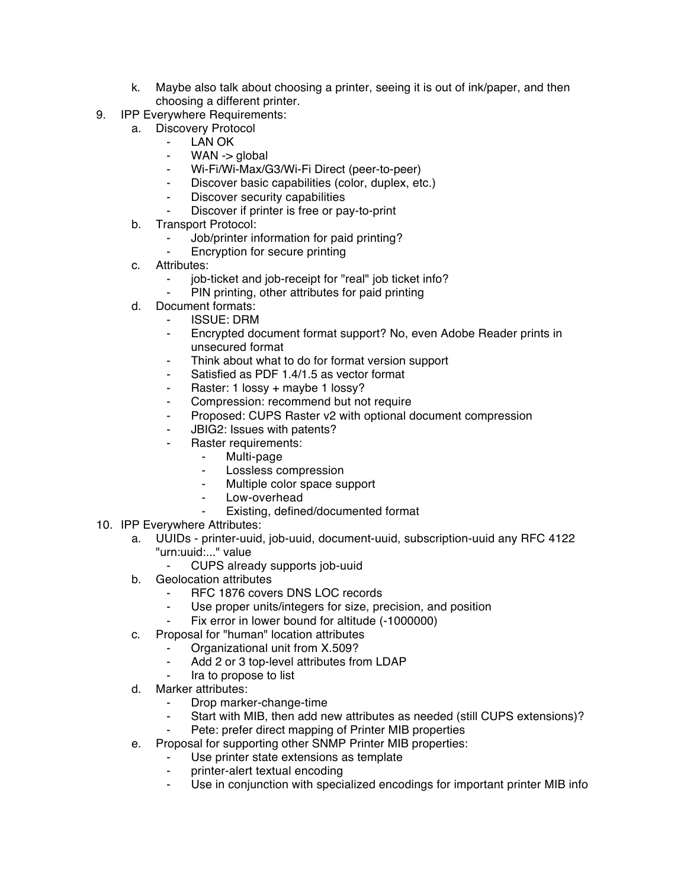k. Maybe also talk about choosing a printer, seeing it is out of ink/paper, and then choosing a different printer.

9. IPP Everywhere Requirements:
   a. Discovery Protocol
      - LAN OK
      - WAN -> global
      - Wi-Fi/Wi-Max/G3/Wi-Fi Direct (peer-to-peer)
      - Discover basic capabilities (color, duplex, etc.)
      - Discover security capabilities
      - Discover if printer is free or pay-to-print
   b. Transport Protocol:
      - Job/printer information for paid printing?
      - Encryption for secure printing
   c. Attributes:
      - job-ticket and job-receipt for "real" job ticket info?
      - PIN printing, other attributes for paid printing
   d. Document formats:
      - ISSUE: DRM
      - Encrypted document format support? No, even Adobe Reader prints in unsecured format
      - Think about what to do for format version support
      - Satisfied as PDF 1.4/1.5 as vector format
      - Raster: 1 lossy + maybe 1 lossy?
      - Compression: recommend but not require
      - Proposed: CUPS Raster v2 with optional document compression
      - JBIG2: Issues with patents?
      - Raster requirements:
        - Multi-page
        - Lossless compression
        - Multiple color space support
        - Low-overhead
        - Existing, defined/documented format

10. IPP Everywhere Attributes:
    a. UUIDs - printer-uuid, job-uuid, document-uuid, subscription-uuid any RFC 4122 "urn:uuid:..." value
       - CUPS already supports job-uuid
    b. Geolocation attributes
       - RFC 1876 covers DNS LOC records
       - Use proper units/integers for size, precision, and position
       - Fix error in lower bound for altitude (-1000000)
    c. Proposal for "human" location attributes
       - Organizational unit from X.509?
       - Add 2 or 3 top-level attributes from LDAP
       - Ira to propose to list
    d. Marker attributes:
       - Drop marker-change-time
       - Start with MIB, then add new attributes as needed (still CUPS extensions)?
       - Pete: prefer direct mapping of Printer MIB properties
    e. Proposal for supporting other SNMP Printer MIB properties:
       - Use printer state extensions as template
       - printer-alert textual encoding
       - Use in conjunction with specialized encodings for important printer MIB info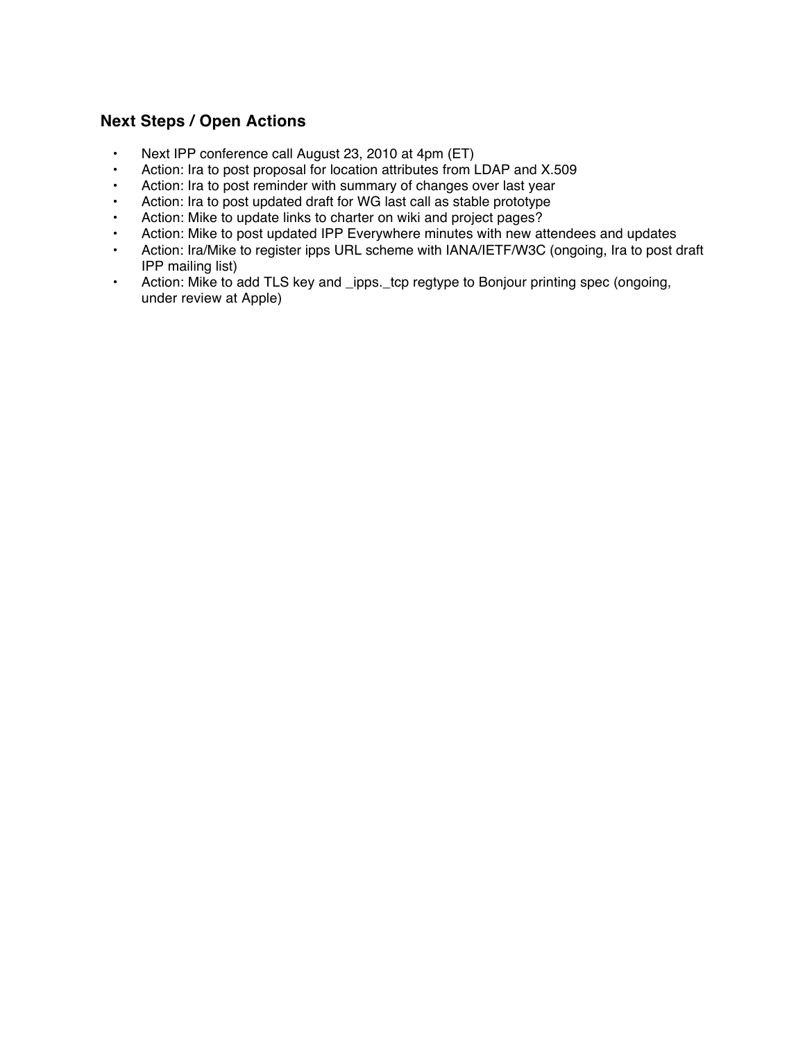### Next Steps / Open Actions

- Next IPP conference call August 23, 2010 at 4pm (ET)
- Action: Ira to post proposal for location attributes from LDAP and X.509
- Action: Ira to post reminder with summary of changes over last year
- Action: Ira to post updated draft for WG last call as stable prototype
- Action: Mike to update links to charter on wiki and project pages?
- Action: Mike to post updated IPP Everywhere minutes with new attendees and updates
- Action: Ira/Mike to register ipps URL scheme with IANA/IETF/W3C (ongoing, Ira to post draft IPP mailing list)
- Action: Mike to add TLS key and _ipps._tcp regtype to Bonjour printing spec (ongoing, under review at Apple)